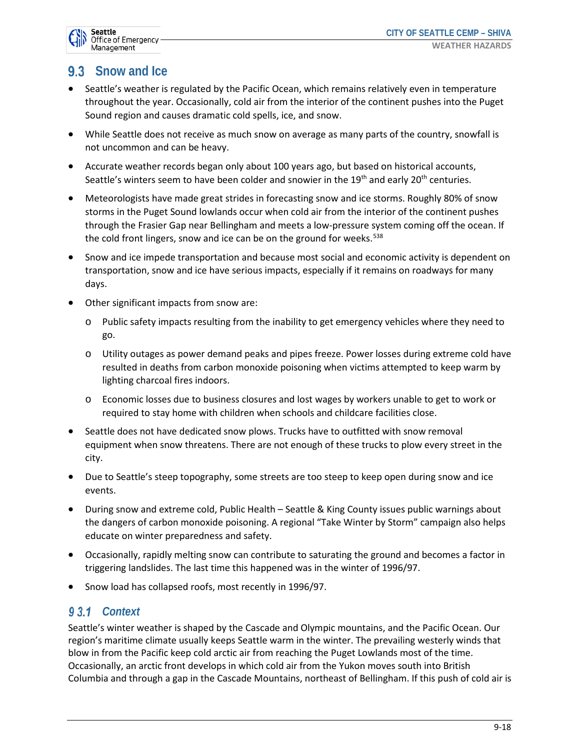## 9.3 Snow and Ice

- Seattle's weather is regulated by the Pacific Ocean, which remains relatively even in temperature throughout the year. Occasionally, cold air from the interior of the continent pushes into the Puget Sound region and causes dramatic cold spells, ice, and snow.
- While Seattle does not receive as much snow on average as many parts of the country, snowfall is not uncommon and can be heavy.
- Accurate weather records began only about 100 years ago, but based on historical accounts, Seattle's winters seem to have been colder and snowier in the 19th and early 20th centuries.
- Meteorologists have made great strides in forecasting snow and ice storms. Roughly 80% of snow storms in the Puget Sound lowlands occur when cold air from the interior of the continent pushes through the Frasier Gap near Bellingham and meets a low-pressure system coming off the ocean. If the cold front lingers, snow and ice can be on the ground for weeks.[538]
- Snow and ice impede transportation and because most social and economic activity is dependent on transportation, snow and ice have serious impacts, especially if it remains on roadways for many days.
- Other significant impacts from snow are:
  - Public safety impacts resulting from the inability to get emergency vehicles where they need to go.
  - Utility outages as power demand peaks and pipes freeze. Power losses during extreme cold have resulted in deaths from carbon monoxide poisoning when victims attempted to keep warm by lighting charcoal fires indoors.
  - Economic losses due to business closures and lost wages by workers unable to get to work or required to stay home with children when schools and childcare facilities close.
- Seattle does not have dedicated snow plows. Trucks have to outfitted with snow removal equipment when snow threatens. There are not enough of these trucks to plow every street in the city.
- Due to Seattle's steep topography, some streets are too steep to keep open during snow and ice events.
- During snow and extreme cold, Public Health – Seattle & King County issues public warnings about the dangers of carbon monoxide poisoning. A regional "Take Winter by Storm" campaign also helps educate on winter preparedness and safety.
- Occasionally, rapidly melting snow can contribute to saturating the ground and becomes a factor in triggering landslides. The last time this happened was in the winter of 1996/97.
- Snow load has collapsed roofs, most recently in 1996/97.

### 9 3.1 Context

Seattle's winter weather is shaped by the Cascade and Olympic mountains, and the Pacific Ocean. Our region's maritime climate usually keeps Seattle warm in the winter. The prevailing westerly winds that blow in from the Pacific keep cold arctic air from reaching the Puget Lowlands most of the time. Occasionally, an arctic front develops in which cold air from the Yukon moves south into British Columbia and through a gap in the Cascade Mountains, northeast of Bellingham. If this push of cold air is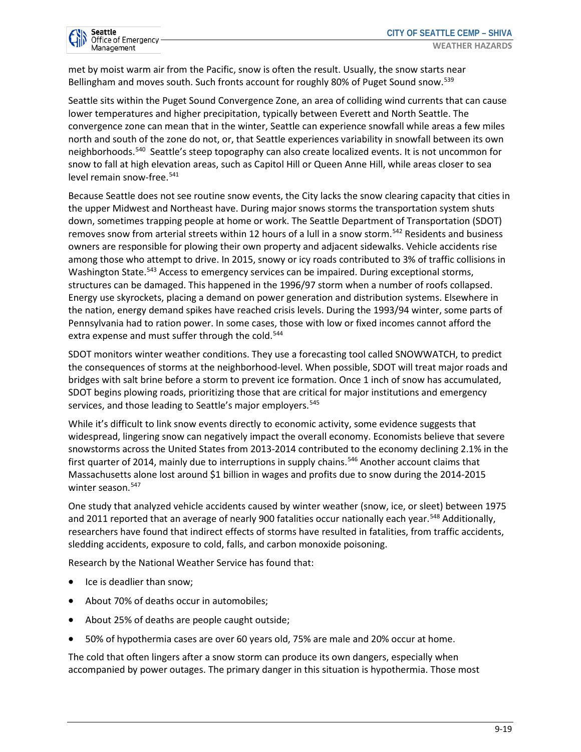met by moist warm air from the Pacific, snow is often the result. Usually, the snow starts near Bellingham and moves south. Such fronts account for roughly 80% of Puget Sound snow.[539]

Seattle sits within the Puget Sound Convergence Zone, an area of colliding wind currents that can cause lower temperatures and higher precipitation, typically between Everett and North Seattle. The convergence zone can mean that in the winter, Seattle can experience snowfall while areas a few miles north and south of the zone do not, or, that Seattle experiences variability in snowfall between its own neighborhoods.[540] Seattle's steep topography can also create localized events. It is not uncommon for snow to fall at high elevation areas, such as Capitol Hill or Queen Anne Hill, while areas closer to sea level remain snow-free.[541]

Because Seattle does not see routine snow events, the City lacks the snow clearing capacity that cities in the upper Midwest and Northeast have. During major snows storms the transportation system shuts down, sometimes trapping people at home or work. The Seattle Department of Transportation (SDOT) removes snow from arterial streets within 12 hours of a lull in a snow storm.[542] Residents and business owners are responsible for plowing their own property and adjacent sidewalks. Vehicle accidents rise among those who attempt to drive. In 2015, snowy or icy roads contributed to 3% of traffic collisions in Washington State.[543] Access to emergency services can be impaired. During exceptional storms, structures can be damaged. This happened in the 1996/97 storm when a number of roofs collapsed. Energy use skyrockets, placing a demand on power generation and distribution systems. Elsewhere in the nation, energy demand spikes have reached crisis levels. During the 1993/94 winter, some parts of Pennsylvania had to ration power. In some cases, those with low or fixed incomes cannot afford the extra expense and must suffer through the cold.[544]

SDOT monitors winter weather conditions. They use a forecasting tool called SNOWWATCH, to predict the consequences of storms at the neighborhood-level. When possible, SDOT will treat major roads and bridges with salt brine before a storm to prevent ice formation. Once 1 inch of snow has accumulated, SDOT begins plowing roads, prioritizing those that are critical for major institutions and emergency services, and those leading to Seattle's major employers.[545]

While it's difficult to link snow events directly to economic activity, some evidence suggests that widespread, lingering snow can negatively impact the overall economy. Economists believe that severe snowstorms across the United States from 2013-2014 contributed to the economy declining 2.1% in the first quarter of 2014, mainly due to interruptions in supply chains.[546] Another account claims that Massachusetts alone lost around $1 billion in wages and profits due to snow during the 2014-2015 winter season.[547]

One study that analyzed vehicle accidents caused by winter weather (snow, ice, or sleet) between 1975 and 2011 reported that an average of nearly 900 fatalities occur nationally each year.[548] Additionally, researchers have found that indirect effects of storms have resulted in fatalities, from traffic accidents, sledding accidents, exposure to cold, falls, and carbon monoxide poisoning.

Research by the National Weather Service has found that:

- Ice is deadlier than snow;
- About 70% of deaths occur in automobiles;
- About 25% of deaths are people caught outside;
- 50% of hypothermia cases are over 60 years old, 75% are male and 20% occur at home.

The cold that often lingers after a snow storm can produce its own dangers, especially when accompanied by power outages. The primary danger in this situation is hypothermia. Those most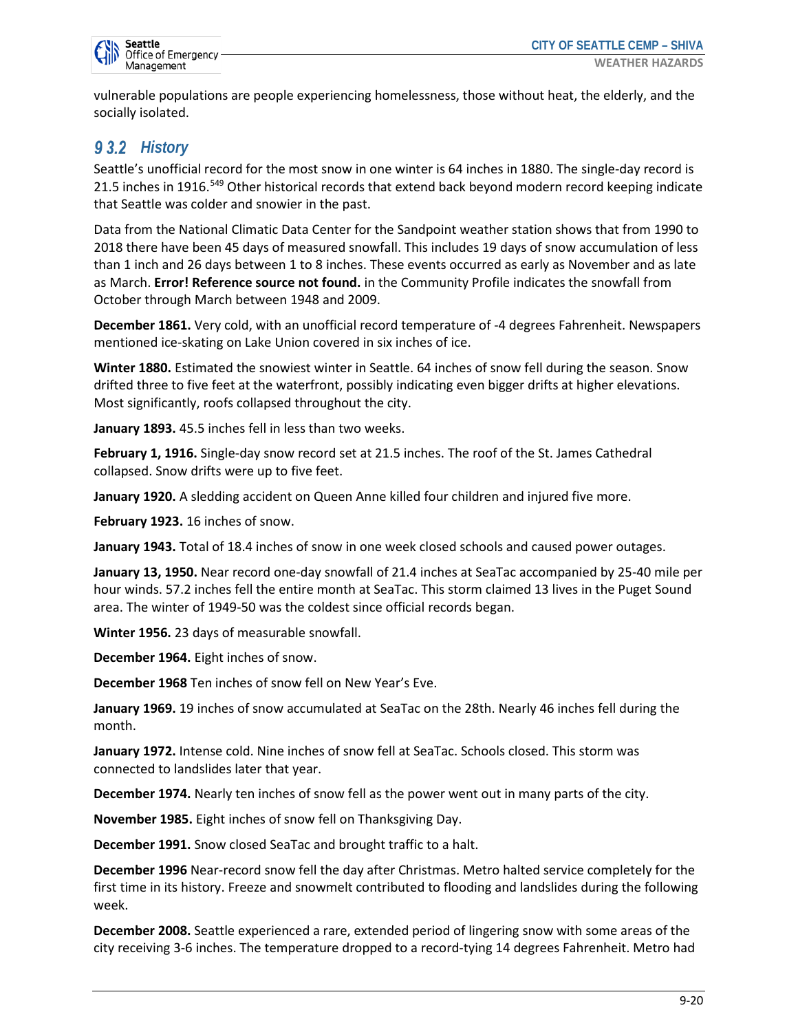vulnerable populations are people experiencing homelessness, those without heat, the elderly, and the socially isolated.

## 9 3.2 History

Seattle's unofficial record for the most snow in one winter is 64 inches in 1880. The single-day record is 21.5 inches in 1916.[549] Other historical records that extend back beyond modern record keeping indicate that Seattle was colder and snowier in the past.

Data from the National Climatic Data Center for the Sandpoint weather station shows that from 1990 to 2018 there have been 45 days of measured snowfall. This includes 19 days of snow accumulation of less than 1 inch and 26 days between 1 to 8 inches. These events occurred as early as November and as late as March. **Error! Reference source not found.** in the Community Profile indicates the snowfall from October through March between 1948 and 2009.

**December 1861.** Very cold, with an unofficial record temperature of -4 degrees Fahrenheit. Newspapers mentioned ice-skating on Lake Union covered in six inches of ice.

**Winter 1880.** Estimated the snowiest winter in Seattle. 64 inches of snow fell during the season. Snow drifted three to five feet at the waterfront, possibly indicating even bigger drifts at higher elevations. Most significantly, roofs collapsed throughout the city.

**January 1893.** 45.5 inches fell in less than two weeks.

**February 1, 1916.** Single-day snow record set at 21.5 inches. The roof of the St. James Cathedral collapsed. Snow drifts were up to five feet.

**January 1920.** A sledding accident on Queen Anne killed four children and injured five more.

**February 1923.** 16 inches of snow.

**January 1943.** Total of 18.4 inches of snow in one week closed schools and caused power outages.

**January 13, 1950.** Near record one-day snowfall of 21.4 inches at SeaTac accompanied by 25-40 mile per hour winds. 57.2 inches fell the entire month at SeaTac. This storm claimed 13 lives in the Puget Sound area. The winter of 1949-50 was the coldest since official records began.

**Winter 1956.** 23 days of measurable snowfall.

**December 1964.** Eight inches of snow.

**December 1968** Ten inches of snow fell on New Year's Eve.

**January 1969.** 19 inches of snow accumulated at SeaTac on the 28th. Nearly 46 inches fell during the month.

**January 1972.** Intense cold. Nine inches of snow fell at SeaTac. Schools closed. This storm was connected to landslides later that year.

**December 1974.** Nearly ten inches of snow fell as the power went out in many parts of the city.

**November 1985.** Eight inches of snow fell on Thanksgiving Day.

**December 1991.** Snow closed SeaTac and brought traffic to a halt.

**December 1996** Near-record snow fell the day after Christmas. Metro halted service completely for the first time in its history. Freeze and snowmelt contributed to flooding and landslides during the following week.

**December 2008.** Seattle experienced a rare, extended period of lingering snow with some areas of the city receiving 3-6 inches. The temperature dropped to a record-tying 14 degrees Fahrenheit. Metro had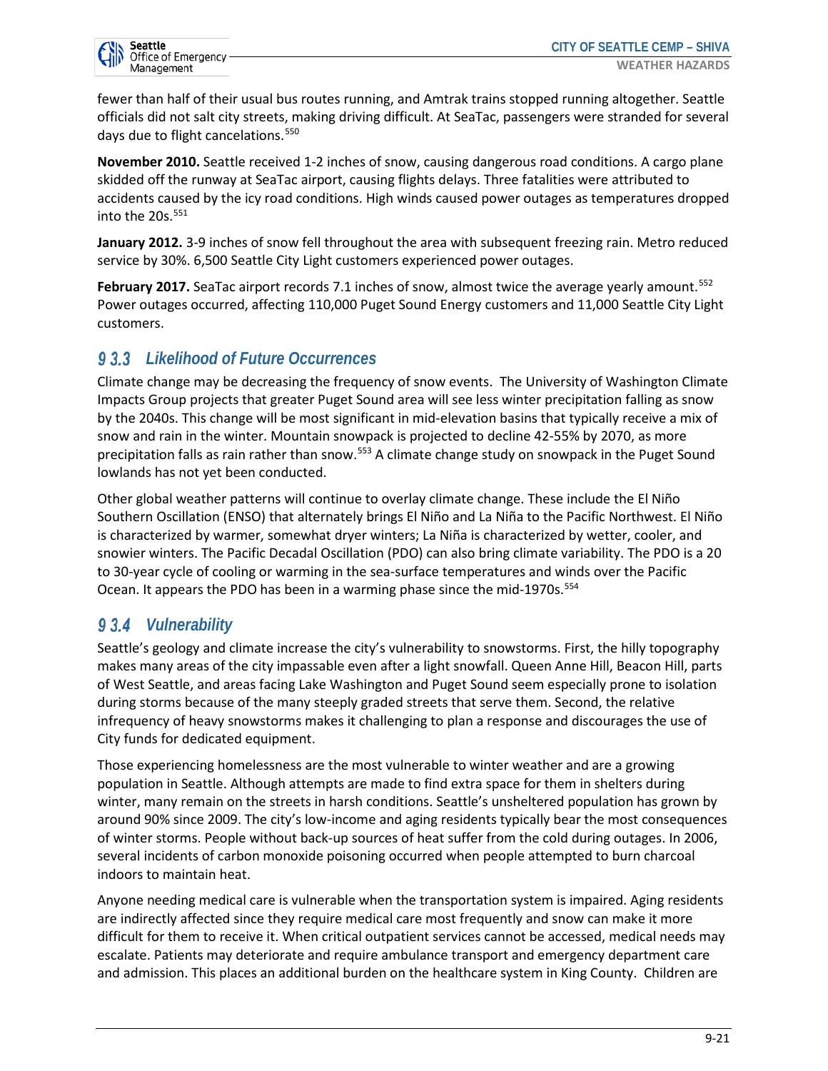fewer than half of their usual bus routes running, and Amtrak trains stopped running altogether. Seattle officials did not salt city streets, making driving difficult. At SeaTac, passengers were stranded for several days due to flight cancelations.[550]

**November 2010.** Seattle received 1-2 inches of snow, causing dangerous road conditions. A cargo plane skidded off the runway at SeaTac airport, causing flights delays. Three fatalities were attributed to accidents caused by the icy road conditions. High winds caused power outages as temperatures dropped into the 20s.[551]

**January 2012.** 3-9 inches of snow fell throughout the area with subsequent freezing rain. Metro reduced service by 30%. 6,500 Seattle City Light customers experienced power outages.

**February 2017.** SeaTac airport records 7.1 inches of snow, almost twice the average yearly amount.[552] Power outages occurred, affecting 110,000 Puget Sound Energy customers and 11,000 Seattle City Light customers.

## 9 3.3 *Likelihood of Future Occurrences*

Climate change may be decreasing the frequency of snow events. The University of Washington Climate Impacts Group projects that greater Puget Sound area will see less winter precipitation falling as snow by the 2040s. This change will be most significant in mid-elevation basins that typically receive a mix of snow and rain in the winter. Mountain snowpack is projected to decline 42-55% by 2070, as more precipitation falls as rain rather than snow.[553] A climate change study on snowpack in the Puget Sound lowlands has not yet been conducted.

Other global weather patterns will continue to overlay climate change. These include the El Niño Southern Oscillation (ENSO) that alternately brings El Niño and La Niña to the Pacific Northwest. El Niño is characterized by warmer, somewhat dryer winters; La Niña is characterized by wetter, cooler, and snowier winters. The Pacific Decadal Oscillation (PDO) can also bring climate variability. The PDO is a 20 to 30-year cycle of cooling or warming in the sea-surface temperatures and winds over the Pacific Ocean. It appears the PDO has been in a warming phase since the mid-1970s.[554]

## 9 3.4 *Vulnerability*

Seattle's geology and climate increase the city's vulnerability to snowstorms. First, the hilly topography makes many areas of the city impassable even after a light snowfall. Queen Anne Hill, Beacon Hill, parts of West Seattle, and areas facing Lake Washington and Puget Sound seem especially prone to isolation during storms because of the many steeply graded streets that serve them. Second, the relative infrequency of heavy snowstorms makes it challenging to plan a response and discourages the use of City funds for dedicated equipment.

Those experiencing homelessness are the most vulnerable to winter weather and are a growing population in Seattle. Although attempts are made to find extra space for them in shelters during winter, many remain on the streets in harsh conditions. Seattle's unsheltered population has grown by around 90% since 2009. The city's low-income and aging residents typically bear the most consequences of winter storms. People without back-up sources of heat suffer from the cold during outages. In 2006, several incidents of carbon monoxide poisoning occurred when people attempted to burn charcoal indoors to maintain heat.

Anyone needing medical care is vulnerable when the transportation system is impaired. Aging residents are indirectly affected since they require medical care most frequently and snow can make it more difficult for them to receive it. When critical outpatient services cannot be accessed, medical needs may escalate. Patients may deteriorate and require ambulance transport and emergency department care and admission. This places an additional burden on the healthcare system in King County. Children are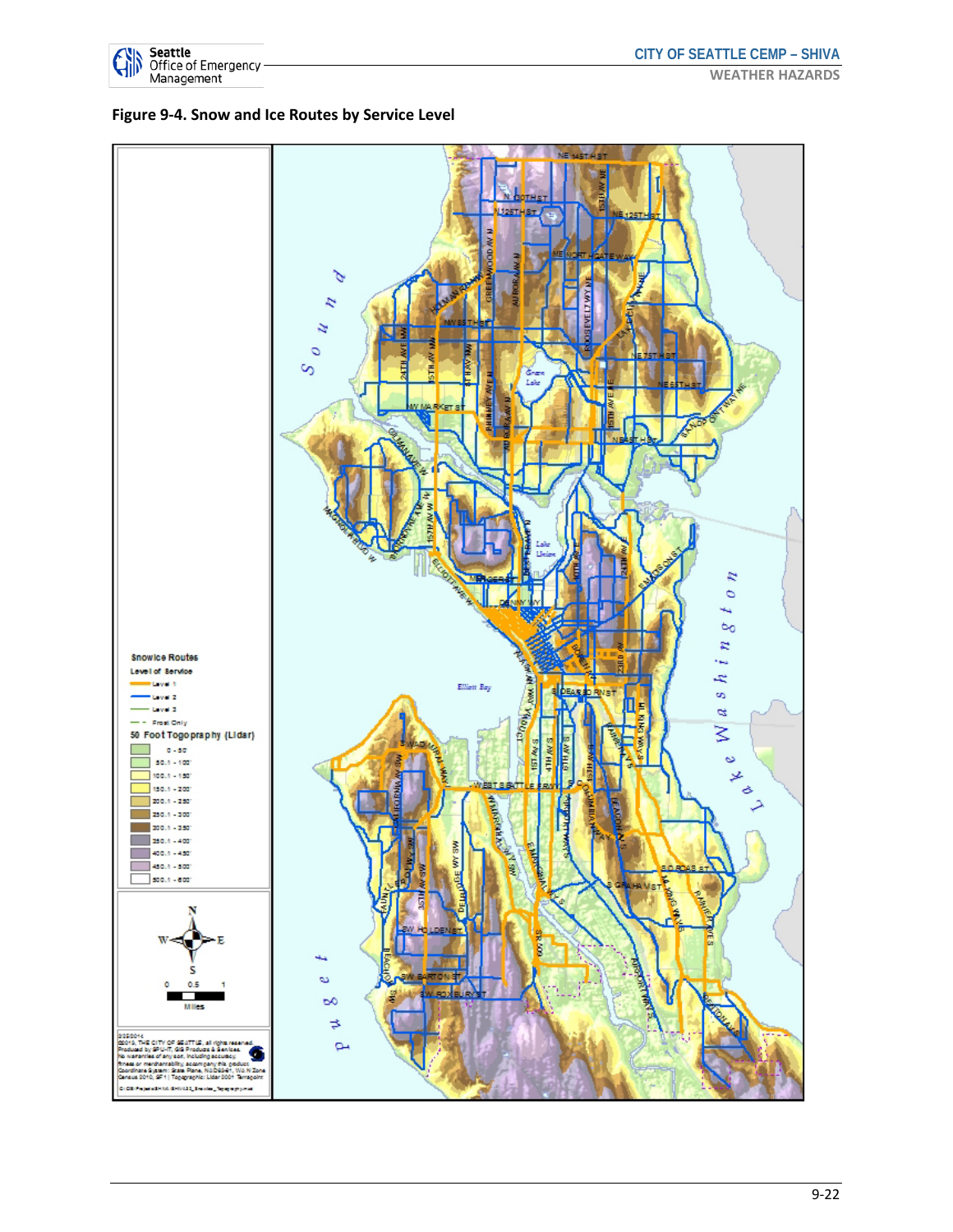**Figure 9-4. Snow and Ice Routes by Service Level**

Snowice Routes
Level of Service
Level 1
Level 2
Level 3
Frost Only
50 Foot Topography (Lidar)
0 - 50'
50.1 - 100'
100.1 - 150'
150.1 - 200'
200.1 - 250'
250.1 - 300'
300.1 - 350'
350.1 - 400'
400.1 - 450'
450.1 - 500'
500.1 - 600'

N
W E
S
0 0.5 1
Miles

Puget Sound
Lake Washington
Elliott Bay
Lake Union
Green Lake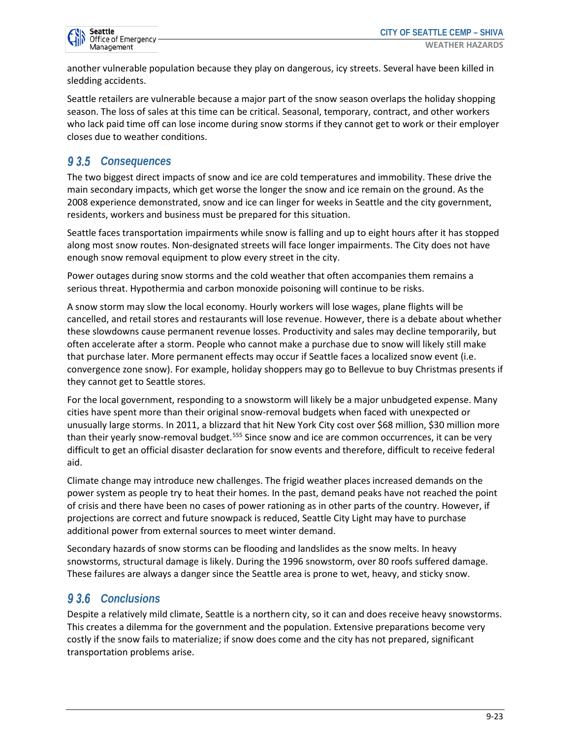another vulnerable population because they play on dangerous, icy streets. Several have been killed in sledding accidents.

Seattle retailers are vulnerable because a major part of the snow season overlaps the holiday shopping season. The loss of sales at this time can be critical. Seasonal, temporary, contract, and other workers who lack paid time off can lose income during snow storms if they cannot get to work or their employer closes due to weather conditions.

## 9 3.5 Consequences

The two biggest direct impacts of snow and ice are cold temperatures and immobility. These drive the main secondary impacts, which get worse the longer the snow and ice remain on the ground. As the 2008 experience demonstrated, snow and ice can linger for weeks in Seattle and the city government, residents, workers and business must be prepared for this situation.

Seattle faces transportation impairments while snow is falling and up to eight hours after it has stopped along most snow routes. Non-designated streets will face longer impairments. The City does not have enough snow removal equipment to plow every street in the city.

Power outages during snow storms and the cold weather that often accompanies them remains a serious threat. Hypothermia and carbon monoxide poisoning will continue to be risks.

A snow storm may slow the local economy. Hourly workers will lose wages, plane flights will be cancelled, and retail stores and restaurants will lose revenue. However, there is a debate about whether these slowdowns cause permanent revenue losses. Productivity and sales may decline temporarily, but often accelerate after a storm. People who cannot make a purchase due to snow will likely still make that purchase later. More permanent effects may occur if Seattle faces a localized snow event (i.e. convergence zone snow). For example, holiday shoppers may go to Bellevue to buy Christmas presents if they cannot get to Seattle stores.

For the local government, responding to a snowstorm will likely be a major unbudgeted expense. Many cities have spent more than their original snow-removal budgets when faced with unexpected or unusually large storms. In 2011, a blizzard that hit New York City cost over $68 million, $30 million more than their yearly snow-removal budget.[555] Since snow and ice are common occurrences, it can be very difficult to get an official disaster declaration for snow events and therefore, difficult to receive federal aid.

Climate change may introduce new challenges. The frigid weather places increased demands on the power system as people try to heat their homes. In the past, demand peaks have not reached the point of crisis and there have been no cases of power rationing as in other parts of the country. However, if projections are correct and future snowpack is reduced, Seattle City Light may have to purchase additional power from external sources to meet winter demand.

Secondary hazards of snow storms can be flooding and landslides as the snow melts. In heavy snowstorms, structural damage is likely. During the 1996 snowstorm, over 80 roofs suffered damage. These failures are always a danger since the Seattle area is prone to wet, heavy, and sticky snow.

## 9 3.6 Conclusions

Despite a relatively mild climate, Seattle is a northern city, so it can and does receive heavy snowstorms. This creates a dilemma for the government and the population. Extensive preparations become very costly if the snow fails to materialize; if snow does come and the city has not prepared, significant transportation problems arise.